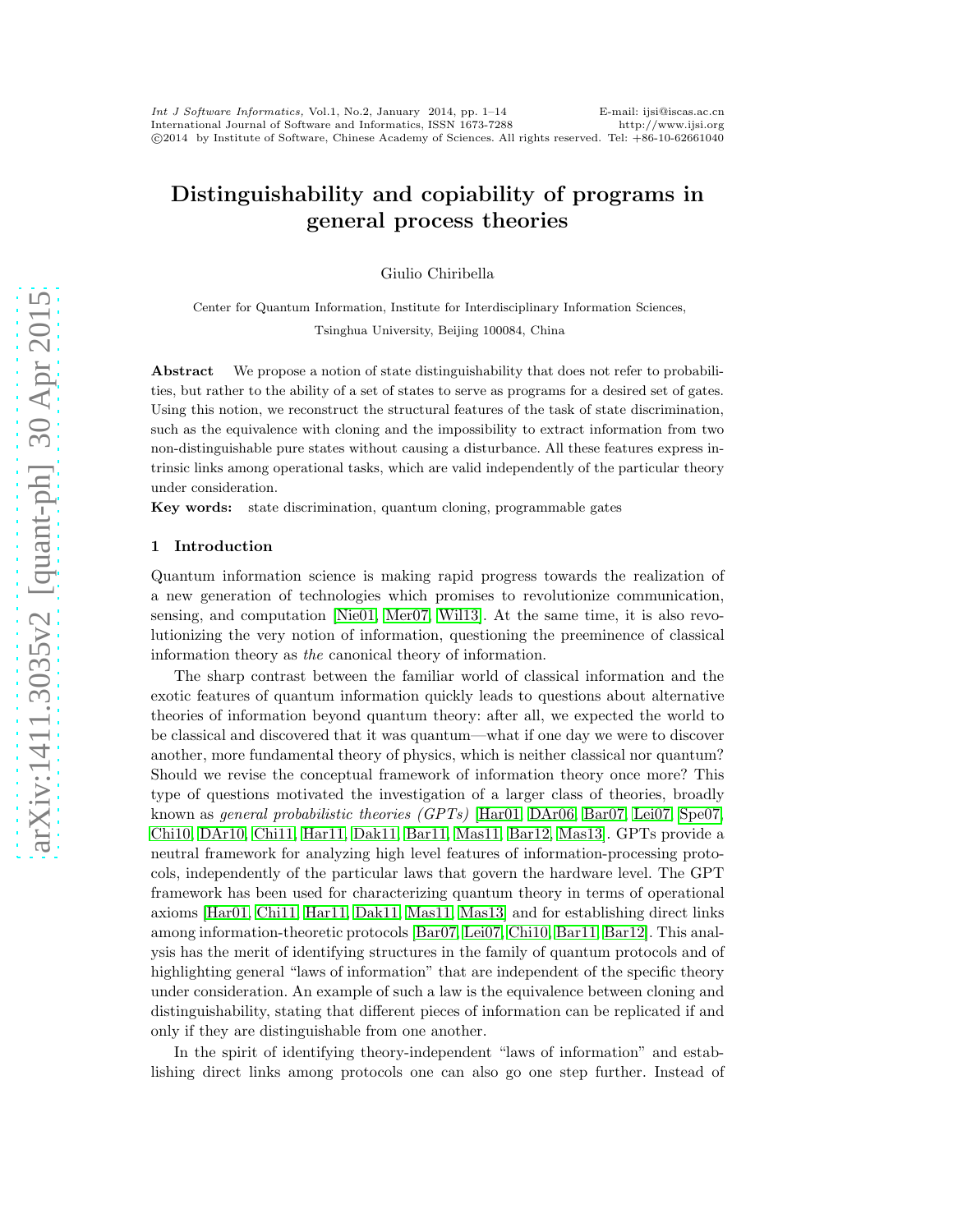# Distinguishability and copiability of programs in general process theories

Giulio Chiribella

Center for Quantum Information, Institute for Interdisciplinary Information Sciences,

Tsinghua University, Beijing 100084, China

**Abstract** We propose a notion of state distinguishability that does not refer to probabilities, but rather to the ability of a set of states to serve as programs for a desired set of gates. Using this notion, we reconstruct the structural features of the task of state discrimination, such as the equivalence with cloning and the impossibility to extract information from two non-distinguishable pure states without causing a disturbance. All these features express intrinsic links among operational tasks, which are valid independently of the particular theory under consideration.

**Key words:** state discrimination, quantum cloning, programmable gates

## 1 Introduction

Quantum information science is making rapid progress towards the realization of a new generation of technologies which promises to revolutionize communication, sensing, and computation [Nie01, Mer07, Wil13]. At the same time, it is also revolutionizing the very notion of information, questioning the preeminence of classical information theory as *the* canonical theory of information.

The sharp contrast between the familiar world of classical information and the exotic features of quantum information quickly leads to questions about alternative theories of information beyond quantum theory: after all, we expected the world to be classical and discovered that it was quantum—what if one day we were to discover another, more fundamental theory of physics, which is neither classical nor quantum? Should we revise the conceptual framework of information theory once more? This type of questions motivated the investigation of a larger class of theories, broadly known as *general probabilistic theories (GPTs)* [Har01, DAr06, Bar07, Lei07, Spe07, Chi10, DAr10, Chi11, Har11, Dak11, Bar11, Mas11, Bar12, Mas13]. GPTs provide a neutral framework for analyzing high level features of information-processing protocols, independently of the particular laws that govern the hardware level. The GPT framework has been used for characterizing quantum theory in terms of operational axioms [Har01, Chi11, Har11, Dak11, Mas11, Mas13] and for establishing direct links among information-theoretic protocols [Bar07, Lei07, Chi10, Bar11, Bar12]. This analysis has the merit of identifying structures in the family of quantum protocols and of highlighting general "laws of information" that are independent of the specific theory under consideration. An example of such a law is the equivalence between cloning and distinguishability, stating that different pieces of information can be replicated if and only if they are distinguishable from one another.

In the spirit of identifying theory-independent "laws of information" and establishing direct links among protocols one can also go one step further. Instead of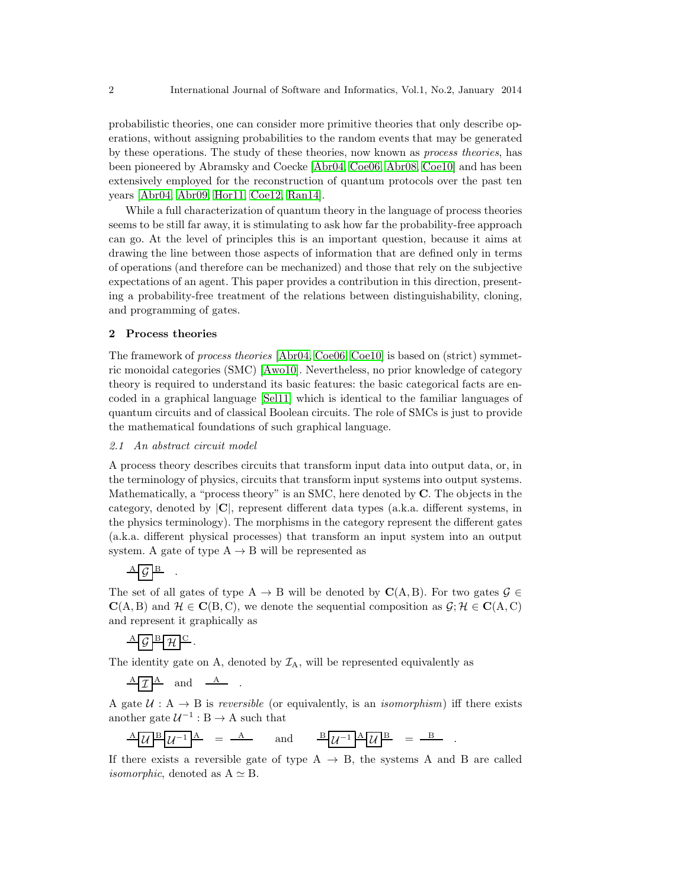probabilistic theories, one can consider more primitive theories that only describe operations, without assigning probabilities to the random events that may be generated by these operations. The study of these theories, now known as *process theories*, has been pioneered by Abramsky and Coecke [Abr04, Coe06, Abr08, Coe10] and has been extensively employed for the reconstruction of quantum protocols over the past ten years [Abr04, Abr09, Hor11, Coe12, Ran14].

While a full characterization of quantum theory in the language of process theories seems to be still far away, it is stimulating to ask how far the probability-free approach can go. At the level of principles this is an important question, because it aims at drawing the line between those aspects of information that are defined only in terms of operations (and therefore can be mechanized) and those that rely on the subjective expectations of an agent. This paper provides a contribution in this direction, presenting a probability-free treatment of the relations between distinguishability, cloning, and programming of gates.

## 2 Process theories

The framework of *process theories* [Abr04, Coe06, Coe10] is based on (strict) symmetric monoidal categories (SMC) [Awo10]. Nevertheless, no prior knowledge of category theory is required to understand its basic features: the basic categorical facts are encoded in a graphical language [Sel11] which is identical to the familiar languages of quantum circuits and of classical Boolean circuits. The role of SMCs is just to provide the mathematical foundations of such graphical language.

### *2.1 An abstract circuit model*

A process theory describes circuits that transform input data into output data, or, in the terminology of physics, circuits that transform input systems into output systems. Mathematically, a "process theory" is an SMC, here denoted by $\mathbf{C}$. The objects in the category, denoted by $|\mathbf{C}|$, represent different data types (a.k.a. different systems, in the physics terminology). The morphisms in the category represent the different gates (a.k.a. different physical processes) that transform an input system into an output system. A gate of type $\mathrm{A} \to \mathrm{B}$ will be represented as

$$\xrightarrow{\mathrm{A}}\boxed{\mathcal{G}}\xrightarrow{\mathrm{B}} \quad .$$

The set of all gates of type $\mathrm{A} \to \mathrm{B}$ will be denoted by $\mathbf{C}(\mathrm{A},\mathrm{B})$. For two gates $\mathcal{G} \in \mathbf{C}(\mathrm{A},\mathrm{B})$ and $\mathcal{H} \in \mathbf{C}(\mathrm{B},\mathrm{C})$, we denote the sequential composition as $\mathcal{G};\mathcal{H} \in \mathbf{C}(\mathrm{A},\mathrm{C})$ and represent it graphically as

$$\xrightarrow{\mathrm{A}}\boxed{\mathcal{G}}\xrightarrow{\mathrm{B}}\boxed{\mathcal{H}}\xrightarrow{\mathrm{C}} .$$

The identity gate on A, denoted by $\mathcal{I}_{\mathrm{A}}$, will be represented equivalently as

$$\xrightarrow{\mathrm{A}}\boxed{\mathcal{I}}\xrightarrow{\mathrm{A}} \quad \text{and} \quad \xrightarrow{\mathrm{A}} \quad .$$

A gate $\mathcal{U} : \mathrm{A} \to \mathrm{B}$ is *reversible* (or equivalently, is an *isomorphism*) iff there exists another gate $\mathcal{U}^{-1} : \mathrm{B} \to \mathrm{A}$ such that

$$\xrightarrow{\mathrm{A}}\boxed{\mathcal{U}}\xrightarrow{\mathrm{B}}\boxed{\mathcal{U}^{-1}}\xrightarrow{\mathrm{A}} \;=\; \xrightarrow{\mathrm{A}} \qquad \text{and} \qquad \xrightarrow{\mathrm{B}}\boxed{\mathcal{U}^{-1}}\xrightarrow{\mathrm{A}}\boxed{\mathcal{U}}\xrightarrow{\mathrm{B}} \;=\; \xrightarrow{\mathrm{B}} \quad .$$

If there exists a reversible gate of type $\mathrm{A} \to \mathrm{B}$, the systems A and B are called *isomorphic*, denoted as $\mathrm{A} \simeq \mathrm{B}$.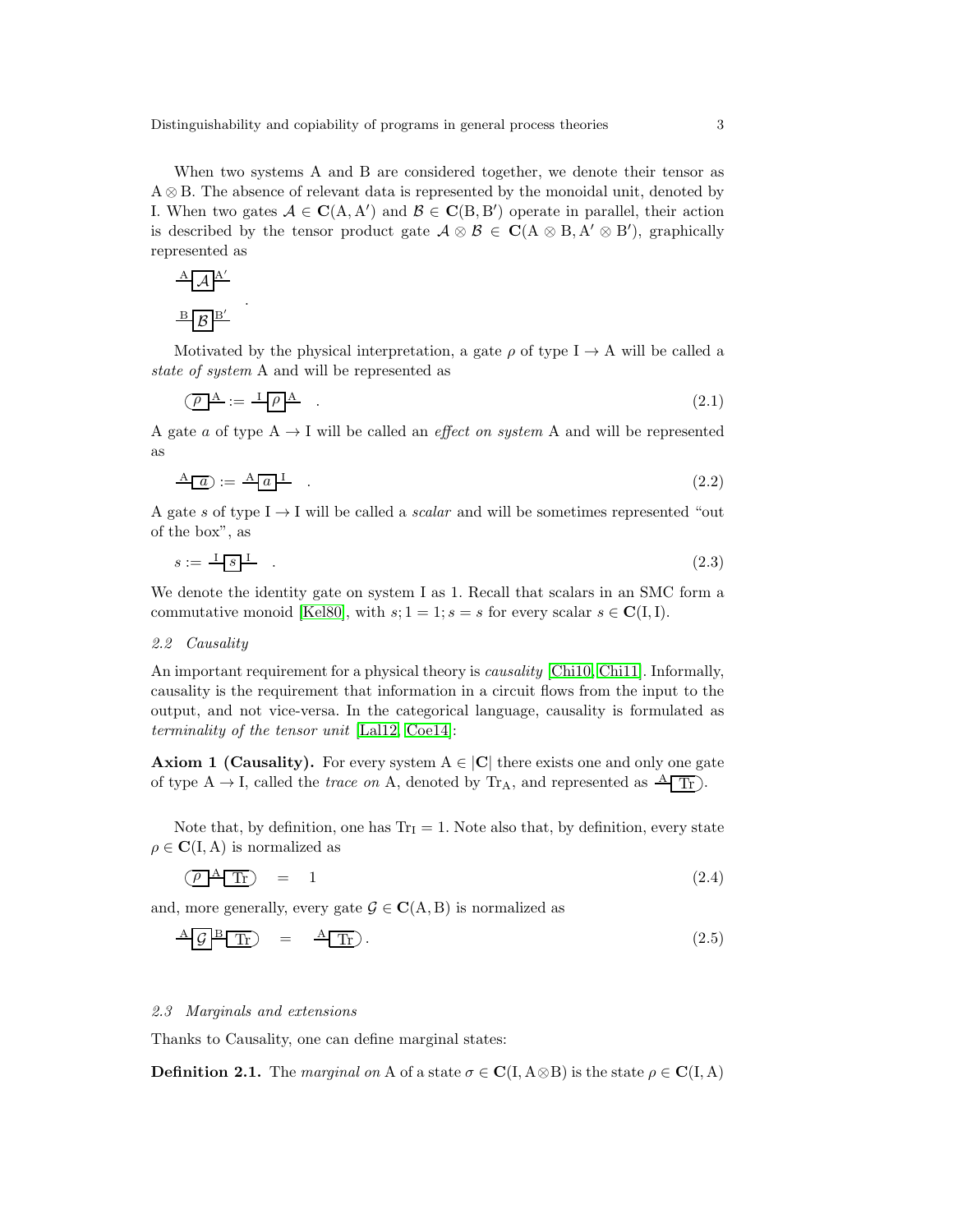When two systems A and B are considered together, we denote their tensor as $\mathrm{A} \otimes \mathrm{B}$. The absence of relevant data is represented by the monoidal unit, denoted by I. When two gates $\mathcal{A} \in \mathbf{C}(\mathrm{A}, \mathrm{A}')$ and $\mathcal{B} \in \mathbf{C}(\mathrm{B}, \mathrm{B}')$ operate in parallel, their action is described by the tensor product gate $\mathcal{A} \otimes \mathcal{B} \in \mathbf{C}(\mathrm{A} \otimes \mathrm{B}, \mathrm{A}' \otimes \mathrm{B}')$, graphically represented as

$$\begin{array}{c} \overset{\mathrm{A}}{—}\boxed{\mathcal{A}}\overset{\mathrm{A}'}{—} \\ \overset{\mathrm{B}}{—}\boxed{\mathcal{B}}\overset{\mathrm{B}'}{—} \end{array} \quad .$$

Motivated by the physical interpretation, a gate $\rho$ of type $\mathrm{I} \to \mathrm{A}$ will be called a *state of system* A and will be represented as

$$(\!\boxed{\rho}\overset{\mathrm{A}}{—} := \overset{\mathrm{I}}{—}\boxed{\rho}\overset{\mathrm{A}}{—} \quad . \tag{2.1}$$

A gate $a$ of type $\mathrm{A} \to \mathrm{I}$ will be called an *effect on system* A and will be represented as

$$\overset{\mathrm{A}}{—}\boxed{a}\!) := \overset{\mathrm{A}}{—}\boxed{a}\overset{\mathrm{I}}{—} \quad . \tag{2.2}$$

A gate $s$ of type $\mathrm{I} \to \mathrm{I}$ will be called a *scalar* and will be sometimes represented "out of the box", as

$$s := \overset{\mathrm{I}}{—}\boxed{s}\overset{\mathrm{I}}{—} \quad . \tag{2.3}$$

We denote the identity gate on system I as 1. Recall that scalars in an SMC form a commutative monoid [Kel80], with $s; 1 = 1; s = s$ for every scalar $s \in \mathbf{C}(\mathrm{I}, \mathrm{I})$.

### 2.2 Causality

An important requirement for a physical theory is *causality* [Chi10, Chi11]. Informally, causality is the requirement that information in a circuit flows from the input to the output, and not vice-versa. In the categorical language, causality is formulated as *terminality of the tensor unit* [Lal12, Coe14]:

**Axiom 1 (Causality).** For every system $\mathrm{A} \in |\mathbf{C}|$ there exists one and only one gate of type $\mathrm{A} \to \mathrm{I}$, called the *trace on* A, denoted by $\mathrm{Tr}_{\mathrm{A}}$, and represented as $\overset{\mathrm{A}}{—}\boxed{\mathrm{Tr}}\!)$.

Note that, by definition, one has $\mathrm{Tr}_{\mathrm{I}} = 1$. Note also that, by definition, every state $\rho \in \mathbf{C}(\mathrm{I}, \mathrm{A})$ is normalized as

$$(\!\boxed{\rho}\overset{\mathrm{A}}{—}\boxed{\mathrm{Tr}}\!) \quad = \quad 1 \tag{2.4}$$

and, more generally, every gate $\mathcal{G} \in \mathbf{C}(\mathrm{A}, \mathrm{B})$ is normalized as

$$\overset{\mathrm{A}}{—}\boxed{\mathcal{G}}\overset{\mathrm{B}}{—}\boxed{\mathrm{Tr}}\!) \quad = \quad \overset{\mathrm{A}}{—}\boxed{\mathrm{Tr}}\!) \, . \tag{2.5}$$

### 2.3 Marginals and extensions

Thanks to Causality, one can define marginal states:

**Definition 2.1.** The *marginal on* A of a state $\sigma \in \mathbf{C}(\mathrm{I}, \mathrm{A} \otimes \mathrm{B})$ is the state $\rho \in \mathbf{C}(\mathrm{I}, \mathrm{A})$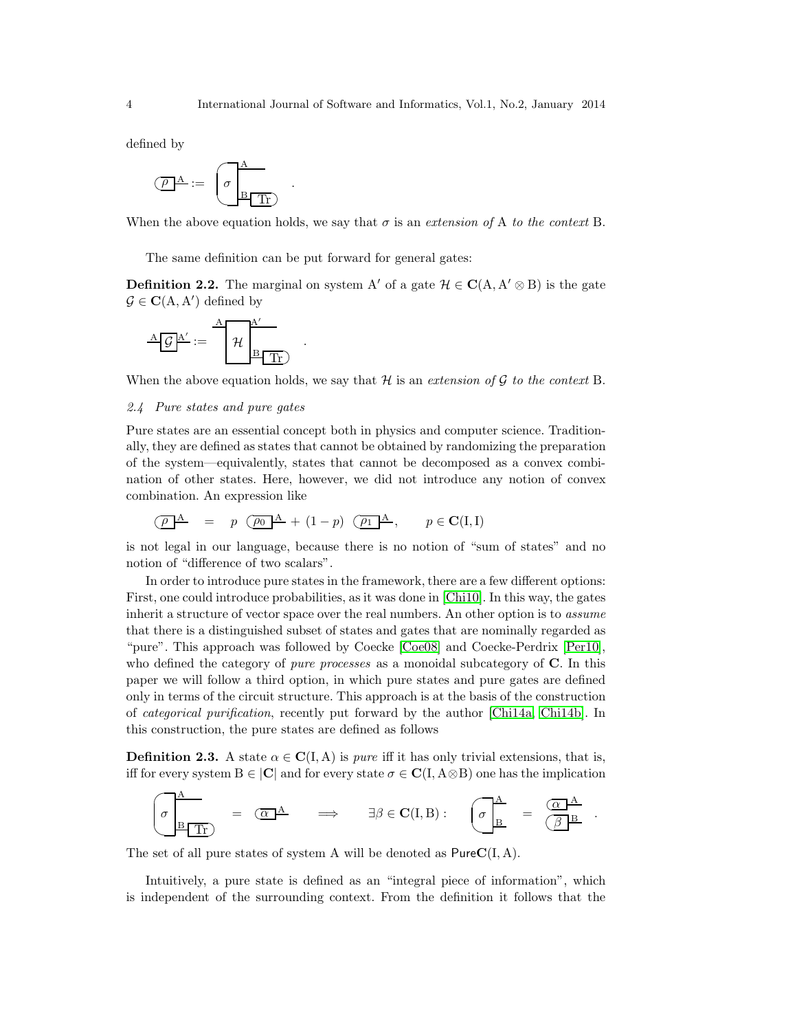defined by

$$\rho \,{}^{\mathrm{A}} := \sigma \,{}^{\mathrm{A}}_{\mathrm{B}}\,\boxed{\mathrm{Tr}} \quad .$$

When the above equation holds, we say that $\sigma$ is an *extension of* A *to the context* B.

The same definition can be put forward for general gates:

**Definition 2.2.** The marginal on system $\mathrm{A}'$ of a gate $\mathcal{H} \in \mathbf{C}(\mathrm{A}, \mathrm{A}' \otimes \mathrm{B})$ is the gate $\mathcal{G} \in \mathbf{C}(\mathrm{A}, \mathrm{A}')$ defined by

$$\frac{\mathrm{A}}{}\boxed{\mathcal{G}}\frac{\mathrm{A}'}{} := \frac{\mathrm{A}}{}\boxed{\mathcal{H}}\,{}^{\mathrm{A}'}_{\mathrm{B}}\,\boxed{\mathrm{Tr}} \quad .$$

When the above equation holds, we say that $\mathcal{H}$ is an *extension of* $\mathcal{G}$ *to the context* B.

### 2.4 Pure states and pure gates

Pure states are an essential concept both in physics and computer science. Traditionally, they are defined as states that cannot be obtained by randomizing the preparation of the system—equivalently, states that cannot be decomposed as a convex combination of other states. Here, however, we did not introduce any notion of convex combination. An expression like

$$\rho \,{}^{\mathrm{A}} \quad = \quad p \ \ \rho_0 \,{}^{\mathrm{A}} + (1-p) \ \ \rho_1 \,{}^{\mathrm{A}}, \qquad p \in \mathbf{C}(\mathrm{I}, \mathrm{I})$$

is not legal in our language, because there is no notion of "sum of states" and no notion of "difference of two scalars".

In order to introduce pure states in the framework, there are a few different options: First, one could introduce probabilities, as it was done in [Chi10]. In this way, the gates inherit a structure of vector space over the real numbers. An other option is to *assume* that there is a distinguished subset of states and gates that are nominally regarded as "pure". This approach was followed by Coecke [Coe08] and Coecke-Perdrix [Per10], who defined the category of *pure processes* as a monoidal subcategory of $\mathbf{C}$. In this paper we will follow a third option, in which pure states and pure gates are defined only in terms of the circuit structure. This approach is at the basis of the construction of *categorical purification*, recently put forward by the author [Chi14a, Chi14b]. In this construction, the pure states are defined as follows

**Definition 2.3.** A state $\alpha \in \mathbf{C}(\mathrm{I}, \mathrm{A})$ is *pure* iff it has only trivial extensions, that is, iff for every system $\mathrm{B} \in |\mathbf{C}|$ and for every state $\sigma \in \mathbf{C}(\mathrm{I}, \mathrm{A} \otimes \mathrm{B})$ one has the implication

$$\sigma \,{}^{\mathrm{A}}_{\mathrm{B}}\,\boxed{\mathrm{Tr}} \ = \ \alpha \,{}^{\mathrm{A}} \qquad \Longrightarrow \qquad \exists \beta \in \mathbf{C}(\mathrm{I}, \mathrm{B}) : \quad \sigma \,{}^{\mathrm{A}}_{\mathrm{B}} \ = \ \begin{matrix} \alpha \,{}^{\mathrm{A}} \\ \beta \,{}^{\mathrm{B}} \end{matrix} \quad .$$

The set of all pure states of system A will be denoted as $\mathsf{Pure}\mathbf{C}(\mathrm{I}, \mathrm{A})$.

Intuitively, a pure state is defined as an "integral piece of information", which is independent of the surrounding context. From the definition it follows that the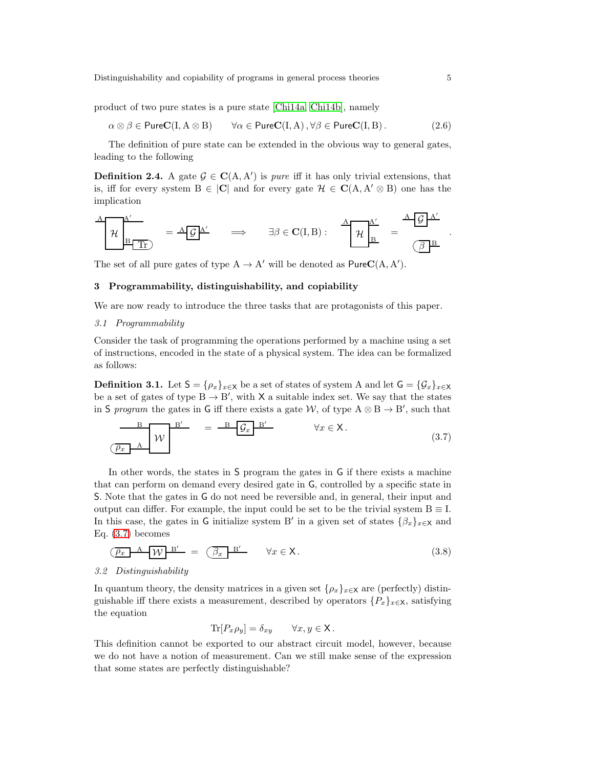product of two pure states is a pure state [Chi14a, Chi14b], namely

$$\alpha \otimes \beta \in \mathsf{Pure}\mathbf{C}(\mathrm{I}, \mathrm{A} \otimes \mathrm{B}) \qquad \forall \alpha \in \mathsf{Pure}\mathbf{C}(\mathrm{I}, \mathrm{A})\,, \forall \beta \in \mathsf{Pure}\mathbf{C}(\mathrm{I}, \mathrm{B})\,. \tag{2.6}$$

The definition of pure state can be extended in the obvious way to general gates, leading to the following

**Definition 2.4.** A gate $\mathcal{G} \in \mathbf{C}(\mathrm{A}, \mathrm{A}')$ is *pure* iff it has only trivial extensions, that is, iff for every system $\mathrm{B} \in |\mathbf{C}|$ and for every gate $\mathcal{H} \in \mathbf{C}(\mathrm{A}, \mathrm{A}' \otimes \mathrm{B})$ one has the implication

$$(\mathrm{Tr}_{\mathrm{B}} \circ \mathcal{H})_{\mathrm{A}\to\mathrm{A}'} = \mathcal{G}_{\mathrm{A}\to\mathrm{A}'} \quad \Longrightarrow \quad \exists \beta \in \mathbf{C}(\mathrm{I}, \mathrm{B}) : \quad \mathcal{H}_{\mathrm{A}\to\mathrm{A}'\mathrm{B}} = \mathcal{G}_{\mathrm{A}\to\mathrm{A}'} \otimes \beta_{\mathrm{B}}\,.$$

The set of all pure gates of type $\mathrm{A} \to \mathrm{A}'$ will be denoted as $\mathsf{Pure}\mathbf{C}(\mathrm{A}, \mathrm{A}')$.

## 3 Programmability, distinguishability, and copiability

We are now ready to introduce the three tasks that are protagonists of this paper.

### 3.1 Programmability

Consider the task of programming the operations performed by a machine using a set of instructions, encoded in the state of a physical system. The idea can be formalized as follows:

**Definition 3.1.** Let $\mathsf{S} = \{\rho_x\}_{x\in\mathsf{X}}$ be a set of states of system A and let $\mathsf{G} = \{\mathcal{G}_x\}_{x\in\mathsf{X}}$ be a set of gates of type $\mathrm{B} \to \mathrm{B}'$, with $\mathsf{X}$ a suitable index set. We say that the states in $\mathsf{S}$ *program* the gates in $\mathsf{G}$ iff there exists a gate $\mathcal{W}$, of type $\mathrm{A} \otimes \mathrm{B} \to \mathrm{B}'$, such that

$$\mathcal{W}_{\mathrm{A}\mathrm{B}\to\mathrm{B}'} \circ (\rho_x)_{\mathrm{A}} = (\mathcal{G}_x)_{\mathrm{B}\to\mathrm{B}'} \qquad \forall x \in \mathsf{X}\,. \tag{3.7}$$

In other words, the states in $\mathsf{S}$ program the gates in $\mathsf{G}$ if there exists a machine that can perform on demand every desired gate in $\mathsf{G}$, controlled by a specific state in $\mathsf{S}$. Note that the gates in $\mathsf{G}$ do not need be reversible and, in general, their input and output can differ. For example, the input could be set to be the trivial system $\mathrm{B} \equiv \mathrm{I}$. In this case, the gates in $\mathsf{G}$ initialize system $\mathrm{B}'$ in a given set of states $\{\beta_x\}_{x\in\mathsf{X}}$ and Eq. (3.7) becomes

$$\mathcal{W}_{\mathrm{A}\to\mathrm{B}'} \circ (\rho_x)_{\mathrm{A}} = (\beta_x)_{\mathrm{B}'} \qquad \forall x \in \mathsf{X}\,. \tag{3.8}$$

### 3.2 Distinguishability

In quantum theory, the density matrices in a given set $\{\rho_x\}_{x\in\mathsf{X}}$ are (perfectly) distinguishable iff there exists a measurement, described by operators $\{P_x\}_{x\in\mathsf{X}}$, satisfying the equation

$$\mathrm{Tr}[P_x \rho_y] = \delta_{xy} \qquad \forall x, y \in \mathsf{X}\,.$$

This definition cannot be exported to our abstract circuit model, however, because we do not have a notion of measurement. Can we still make sense of the expression that some states are perfectly distinguishable?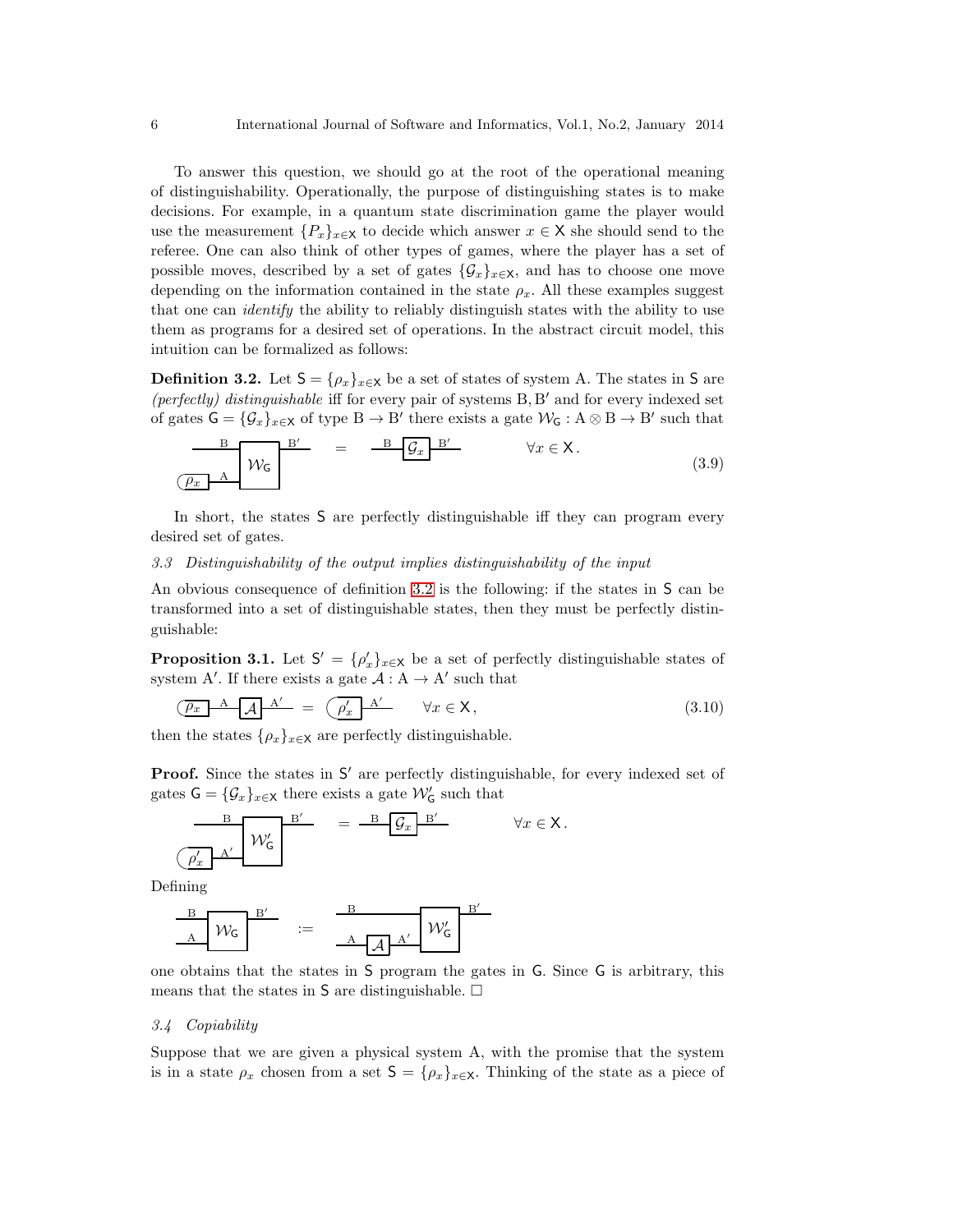To answer this question, we should go at the root of the operational meaning of distinguishability. Operationally, the purpose of distinguishing states is to make decisions. For example, in a quantum state discrimination game the player would use the measurement $\{P_x\}_{x\in \mathsf{X}}$ to decide which answer $x \in \mathsf{X}$ she should send to the referee. One can also think of other types of games, where the player has a set of possible moves, described by a set of gates $\{\mathcal{G}_x\}_{x\in\mathsf{X}}$, and has to choose one move depending on the information contained in the state $\rho_x$. All these examples suggest that one can *identify* the ability to reliably distinguish states with the ability to use them as programs for a desired set of operations. In the abstract circuit model, this intuition can be formalized as follows:

**Definition 3.2.** Let $\mathsf{S} = \{\rho_x\}_{x\in\mathsf{X}}$ be a set of states of system A. The states in $\mathsf{S}$ are *(perfectly) distinguishable* iff for every pair of systems $\mathrm{B}, \mathrm{B}'$ and for every indexed set of gates $\mathsf{G} = \{\mathcal{G}_x\}_{x\in\mathsf{X}}$ of type $\mathrm{B} \to \mathrm{B}'$ there exists a gate $\mathcal{W}_\mathsf{G} : \mathrm{A} \otimes \mathrm{B} \to \mathrm{B}'$ such that

$$\text{B} \to \mathcal{W}_\mathsf{G} \to \text{B}' \text{ with } \rho_x \xrightarrow{\text{A}} \mathcal{W}_\mathsf{G} \quad = \quad \xrightarrow{\text{B}} \mathcal{G}_x \xrightarrow{\text{B}'} \qquad \forall x \in \mathsf{X}\,. \tag{3.9}$$

In short, the states $\mathsf{S}$ are perfectly distinguishable iff they can program every desired set of gates.

*3.3 Distinguishability of the output implies distinguishability of the input*

An obvious consequence of definition 3.2 is the following: if the states in $\mathsf{S}$ can be transformed into a set of distinguishable states, then they must be perfectly distinguishable:

**Proposition 3.1.** Let $\mathsf{S}' = \{\rho'_x\}_{x\in\mathsf{X}}$ be a set of perfectly distinguishable states of system $\mathrm{A}'$. If there exists a gate $\mathcal{A} : \mathrm{A} \to \mathrm{A}'$ such that

$$\rho_x \xrightarrow{\text{A}} \mathcal{A} \xrightarrow{\text{A}'} \;=\; \rho'_x \xrightarrow{\text{A}'} \qquad \forall x \in \mathsf{X}\,, \tag{3.10}$$

then the states $\{\rho_x\}_{x\in\mathsf{X}}$ are perfectly distinguishable.

**Proof.** Since the states in $\mathsf{S}'$ are perfectly distinguishable, for every indexed set of gates $\mathsf{G} = \{\mathcal{G}_x\}_{x\in\mathsf{X}}$ there exists a gate $\mathcal{W}'_\mathsf{G}$ such that

$$\text{B} \to \mathcal{W}'_\mathsf{G} \to \text{B}' \text{ with } \rho'_x \xrightarrow{\text{A}'} \mathcal{W}'_\mathsf{G} \quad = \quad \xrightarrow{\text{B}} \mathcal{G}_x \xrightarrow{\text{B}'} \qquad \forall x \in \mathsf{X}\,.$$

Defining

$$\xrightarrow{\text{B}},\ \xrightarrow{\text{A}}\ \mathcal{W}_\mathsf{G} \xrightarrow{\text{B}'} \quad := \quad \xrightarrow{\text{B}},\ \xrightarrow{\text{A}} \mathcal{A} \xrightarrow{\text{A}'}\ \mathcal{W}'_\mathsf{G} \xrightarrow{\text{B}'}$$

one obtains that the states in $\mathsf{S}$ program the gates in $\mathsf{G}$. Since $\mathsf{G}$ is arbitrary, this means that the states in $\mathsf{S}$ are distinguishable. $\square$

*3.4 Copiability*

Suppose that we are given a physical system A, with the promise that the system is in a state $\rho_x$ chosen from a set $\mathsf{S} = \{\rho_x\}_{x\in\mathsf{X}}$. Thinking of the state as a piece of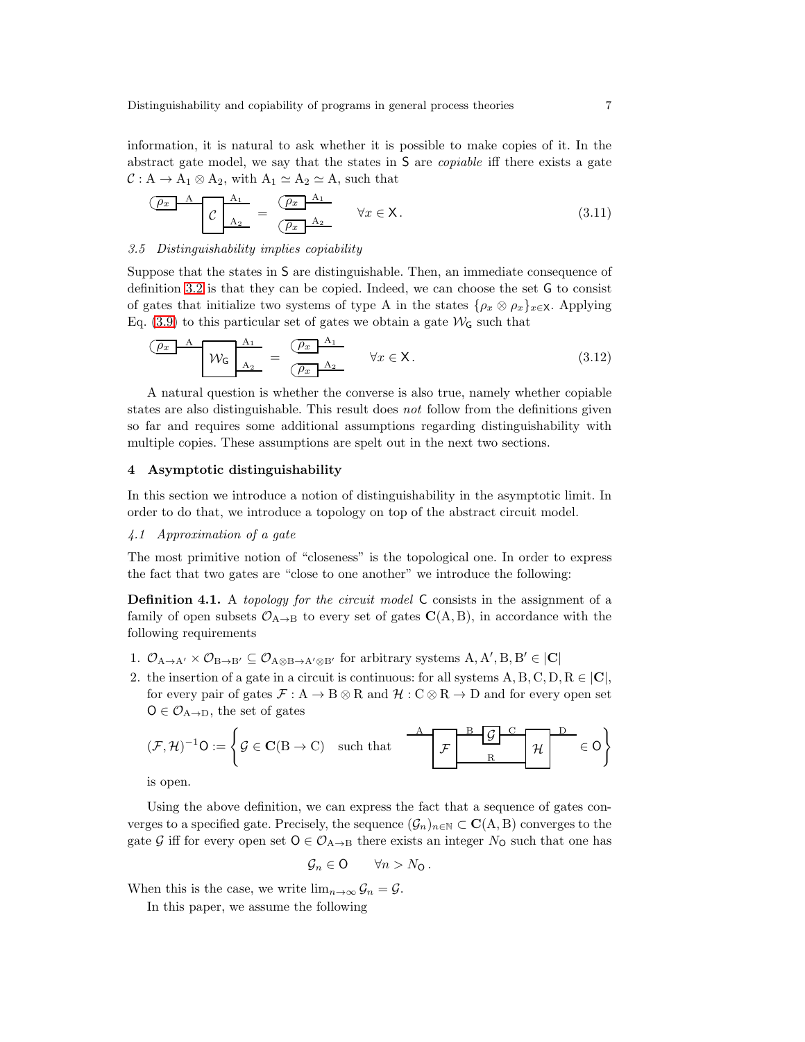information, it is natural to ask whether it is possible to make copies of it. In the abstract gate model, we say that the states in $\mathsf{S}$ are *copiable* iff there exists a gate $\mathcal{C} : \mathrm{A} \to \mathrm{A}_1 \otimes \mathrm{A}_2$, with $\mathrm{A}_1 \simeq \mathrm{A}_2 \simeq \mathrm{A}$, such that

$$\text{($\rho_x$)}\xrightarrow{\mathrm{A}}\boxed{\mathcal{C}}\begin{smallmatrix}\xrightarrow{\mathrm{A}_1}\\ \xrightarrow{\mathrm{A}_2}\end{smallmatrix} \quad = \quad \begin{smallmatrix}\text{($\rho_x$)}\xrightarrow{\mathrm{A}_1}\\ \text{($\rho_x$)}\xrightarrow{\mathrm{A}_2}\end{smallmatrix} \qquad \forall x \in \mathsf{X}\,. \tag{3.11}$$

### 3.5 Distinguishability implies copiability

Suppose that the states in $\mathsf{S}$ are distinguishable. Then, an immediate consequence of definition 3.2 is that they can be copied. Indeed, we can choose the set $\mathsf{G}$ to consist of gates that initialize two systems of type A in the states $\{\rho_x \otimes \rho_x\}_{x\in\mathsf{X}}$. Applying Eq. (3.9) to this particular set of gates we obtain a gate $\mathcal{W}_\mathsf{G}$ such that

$$\text{($\rho_x$)}\xrightarrow{\mathrm{A}}\boxed{\mathcal{W}_\mathsf{G}}\begin{smallmatrix}\xrightarrow{\mathrm{A}_1}\\ \xrightarrow{\mathrm{A}_2}\end{smallmatrix} \quad = \quad \begin{smallmatrix}\text{($\rho_x$)}\xrightarrow{\mathrm{A}_1}\\ \text{($\rho_x$)}\xrightarrow{\mathrm{A}_2}\end{smallmatrix} \qquad \forall x \in \mathsf{X}\,. \tag{3.12}$$

A natural question is whether the converse is also true, namely whether copiable states are also distinguishable. This result does *not* follow from the definitions given so far and requires some additional assumptions regarding distinguishability with multiple copies. These assumptions are spelt out in the next two sections.

## 4 Asymptotic distinguishability

In this section we introduce a notion of distinguishability in the asymptotic limit. In order to do that, we introduce a topology on top of the abstract circuit model.

### 4.1 Approximation of a gate

The most primitive notion of "closeness" is the topological one. In order to express the fact that two gates are "close to one another" we introduce the following:

**Definition 4.1.** A *topology for the circuit model* $\mathsf{C}$ consists in the assignment of a family of open subsets $\mathcal{O}_{\mathrm{A}\to\mathrm{B}}$ to every set of gates $\mathbf{C}(\mathrm{A},\mathrm{B})$, in accordance with the following requirements

1. $\mathcal{O}_{\mathrm{A}\to\mathrm{A}'} \times \mathcal{O}_{\mathrm{B}\to\mathrm{B}'} \subseteq \mathcal{O}_{\mathrm{A}\otimes\mathrm{B}\to\mathrm{A}'\otimes\mathrm{B}'}$ for arbitrary systems $\mathrm{A},\mathrm{A}',\mathrm{B},\mathrm{B}' \in |\mathbf{C}|$
2. the insertion of a gate in a circuit is continuous: for all systems $\mathrm{A},\mathrm{B},\mathrm{C},\mathrm{D},\mathrm{R} \in |\mathbf{C}|$, for every pair of gates $\mathcal{F} : \mathrm{A} \to \mathrm{B}\otimes\mathrm{R}$ and $\mathcal{H} : \mathrm{C}\otimes\mathrm{R} \to \mathrm{D}$ and for every open set $\mathsf{O} \in \mathcal{O}_{\mathrm{A}\to\mathrm{D}}$, the set of gates

$$(\mathcal{F},\mathcal{H})^{-1}\mathsf{O} := \left\{ \mathcal{G} \in \mathbf{C}(\mathrm{B}\to\mathrm{C}) \quad \text{such that} \quad \xrightarrow{\mathrm{A}}\boxed{\mathcal{F}}\begin{smallmatrix}\xrightarrow{\mathrm{B}}\boxed{\mathcal{G}}\xrightarrow{\mathrm{C}}\\ \xrightarrow{\mathrm{R}}\end{smallmatrix}\boxed{\mathcal{H}}\xrightarrow{\mathrm{D}} \in \mathsf{O} \right\}$$

is open.

Using the above definition, we can express the fact that a sequence of gates converges to a specified gate. Precisely, the sequence $(\mathcal{G}_n)_{n\in\mathbb{N}} \subset \mathbf{C}(\mathrm{A},\mathrm{B})$ converges to the gate $\mathcal{G}$ iff for every open set $\mathsf{O} \in \mathcal{O}_{\mathrm{A}\to\mathrm{B}}$ there exists an integer $N_\mathsf{O}$ such that one has

$$\mathcal{G}_n \in \mathsf{O} \qquad \forall n > N_\mathsf{O}\,.$$

When this is the case, we write $\lim_{n\to\infty} \mathcal{G}_n = \mathcal{G}$.

In this paper, we assume the following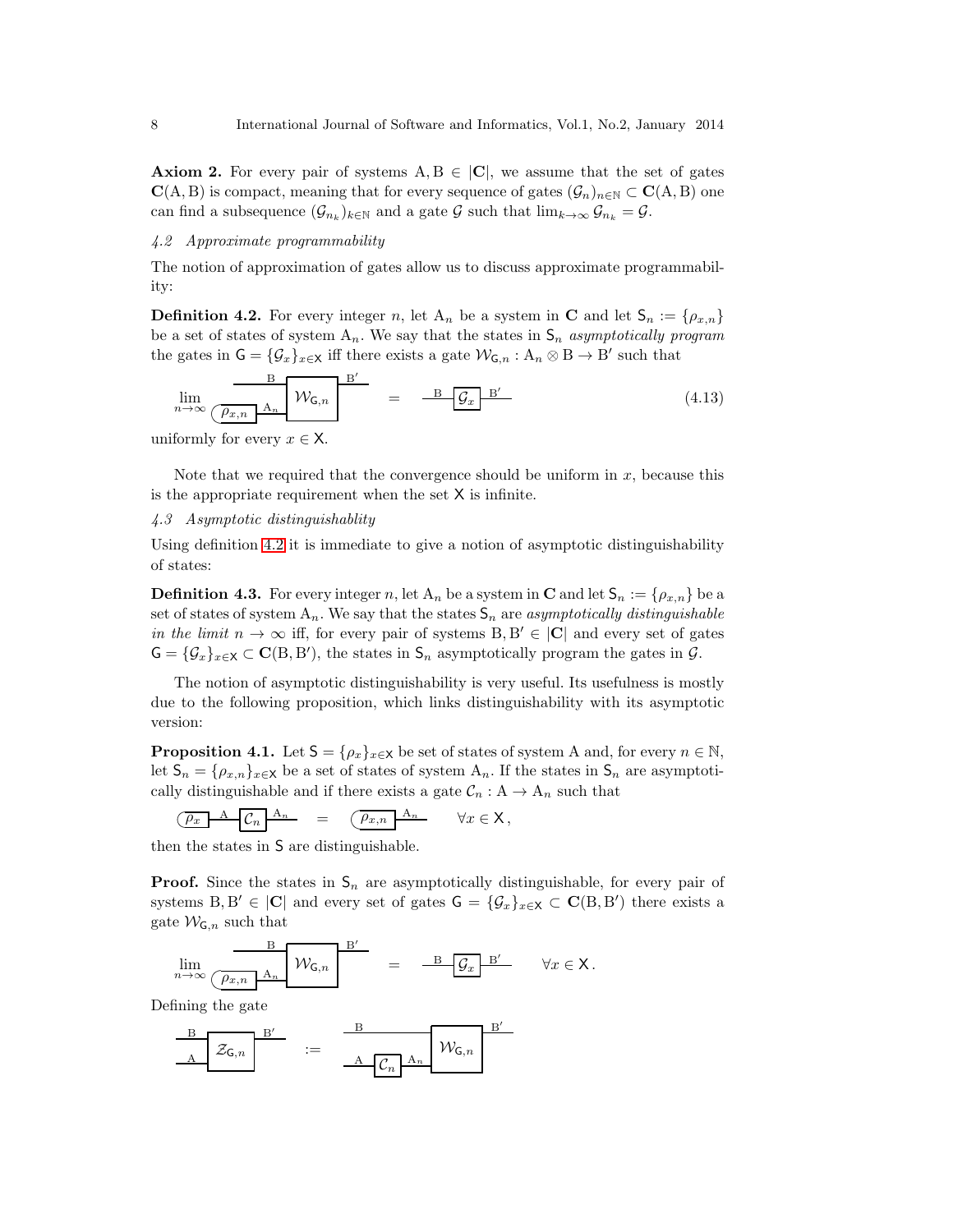**Axiom 2.** For every pair of systems $\mathrm{A}, \mathrm{B} \in |\mathbf{C}|$, we assume that the set of gates $\mathbf{C}(\mathrm{A}, \mathrm{B})$ is compact, meaning that for every sequence of gates $(\mathcal{G}_n)_{n\in\mathbb{N}} \subset \mathbf{C}(\mathrm{A}, \mathrm{B})$ one can find a subsequence $(\mathcal{G}_{n_k})_{k\in\mathbb{N}}$ and a gate $\mathcal{G}$ such that $\lim_{k\to\infty} \mathcal{G}_{n_k} = \mathcal{G}$.

### *4.2 Approximate programmability*

The notion of approximation of gates allow us to discuss approximate programmability:

**Definition 4.2.** For every integer $n$, let $\mathrm{A}_n$ be a system in $\mathbf{C}$ and let $\mathsf{S}_n := \{\rho_{x,n}\}$ be a set of states of system $\mathrm{A}_n$. We say that the states in $\mathsf{S}_n$ *asymptotically program* the gates in $\mathsf{G} = \{\mathcal{G}_x\}_{x\in\mathsf{X}}$ iff there exists a gate $\mathcal{W}_{\mathsf{G},n} : \mathrm{A}_n \otimes \mathrm{B} \to \mathrm{B}'$ such that

$$\lim_{n\to\infty} \left[ (\rho_{x,n} \otimes \mathcal{I}_{\mathrm{B}}) \xrightarrow{\mathrm{A}_n,\,\mathrm{B}} \mathcal{W}_{\mathsf{G},n} \xrightarrow{\mathrm{B}'} \right] = \xrightarrow{\mathrm{B}} \mathcal{G}_x \xrightarrow{\mathrm{B}'} \tag{4.13}$$

uniformly for every $x \in \mathsf{X}$.

Note that we required that the convergence should be uniform in $x$, because this is the appropriate requirement when the set $\mathsf{X}$ is infinite.

### *4.3 Asymptotic distinguishablity*

Using definition 4.2 it is immediate to give a notion of asymptotic distinguishability of states:

**Definition 4.3.** For every integer $n$, let $\mathrm{A}_n$ be a system in $\mathbf{C}$ and let $\mathsf{S}_n := \{\rho_{x,n}\}$ be a set of states of system $\mathrm{A}_n$. We say that the states $\mathsf{S}_n$ are *asymptotically distinguishable in the limit* $n \to \infty$ iff, for every pair of systems $\mathrm{B}, \mathrm{B}' \in |\mathbf{C}|$ and every set of gates $\mathsf{G} = \{\mathcal{G}_x\}_{x\in\mathsf{X}} \subset \mathbf{C}(\mathrm{B}, \mathrm{B}')$, the states in $\mathsf{S}_n$ asymptotically program the gates in $\mathcal{G}$.

The notion of asymptotic distinguishability is very useful. Its usefulness is mostly due to the following proposition, which links distinguishability with its asymptotic version:

**Proposition 4.1.** Let $\mathsf{S} = \{\rho_x\}_{x\in\mathsf{X}}$ be set of states of system A and, for every $n \in \mathbb{N}$, let $\mathsf{S}_n = \{\rho_{x,n}\}_{x\in\mathsf{X}}$ be a set of states of system $\mathrm{A}_n$. If the states in $\mathsf{S}_n$ are asymptotically distinguishable and if there exists a gate $\mathcal{C}_n : \mathrm{A} \to \mathrm{A}_n$ such that

$$\rho_x \xrightarrow{\mathrm{A}} \mathcal{C}_n \xrightarrow{\mathrm{A}_n} \quad = \quad \rho_{x,n} \xrightarrow{\mathrm{A}_n} \qquad \forall x \in \mathsf{X}\,,$$

then the states in $\mathsf{S}$ are distinguishable.

**Proof.** Since the states in $\mathsf{S}_n$ are asymptotically distinguishable, for every pair of systems $\mathrm{B}, \mathrm{B}' \in |\mathbf{C}|$ and every set of gates $\mathsf{G} = \{\mathcal{G}_x\}_{x\in\mathsf{X}} \subset \mathbf{C}(\mathrm{B}, \mathrm{B}')$ there exists a gate $\mathcal{W}_{\mathsf{G},n}$ such that

$$\lim_{n\to\infty} \left[ (\rho_{x,n} \otimes \mathcal{I}_{\mathrm{B}}) \xrightarrow{\mathrm{A}_n,\,\mathrm{B}} \mathcal{W}_{\mathsf{G},n} \xrightarrow{\mathrm{B}'} \right] = \xrightarrow{\mathrm{B}} \mathcal{G}_x \xrightarrow{\mathrm{B}'} \qquad \forall x \in \mathsf{X}\,.$$

Defining the gate

$$\xrightarrow{\mathrm{A},\,\mathrm{B}} \mathcal{Z}_{\mathsf{G},n} \xrightarrow{\mathrm{B}'} \quad := \quad \left[ \xrightarrow{\mathrm{A}} \mathcal{C}_n \xrightarrow{\mathrm{A}_n} \right] \otimes \xrightarrow{\mathrm{B}} \;\; \mathcal{W}_{\mathsf{G},n} \xrightarrow{\mathrm{B}'}$$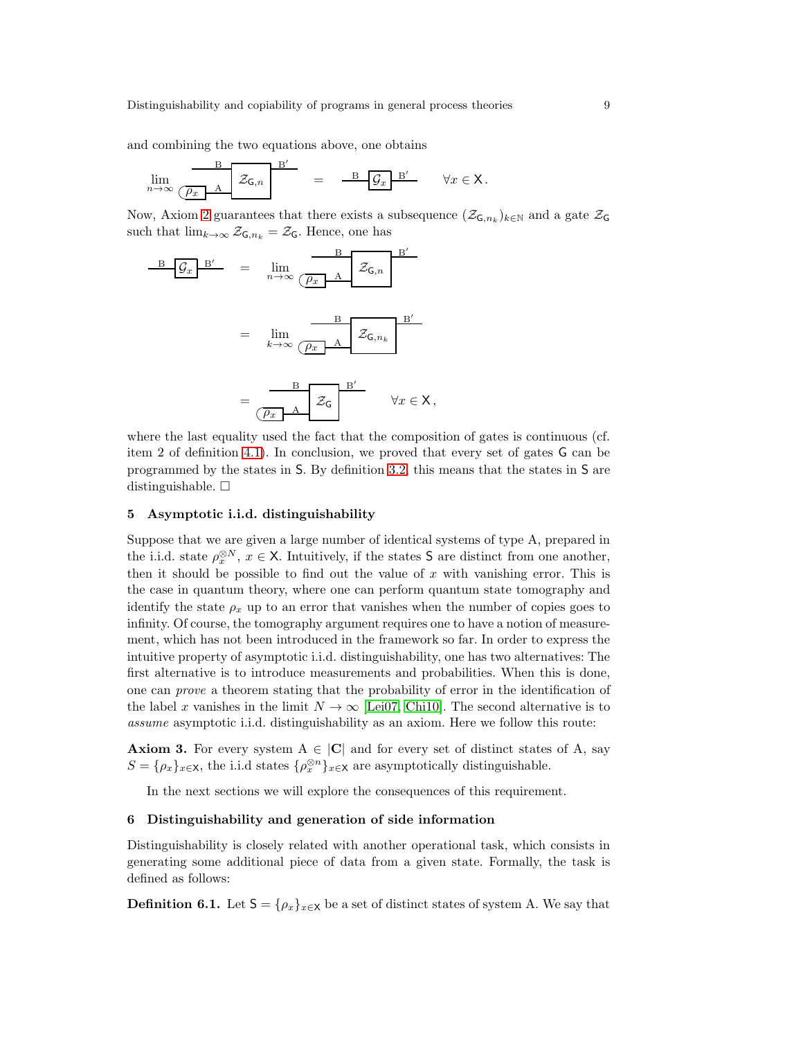and combining the two equations above, one obtains

$$\lim_{n\to\infty} \; \text{[diagram: } \rho_x \xrightarrow{A} \mathcal{Z}_{\mathsf{G},n}, \; B \to B' \text{]} \quad = \quad \xrightarrow{B} \boxed{\mathcal{G}_x} \xrightarrow{B'} \qquad \forall x \in \mathsf{X}\,.$$

Now, Axiom 2 guarantees that there exists a subsequence $(\mathcal{Z}_{\mathsf{G},n_k})_{k\in\mathbb{N}}$ and a gate $\mathcal{Z}_{\mathsf{G}}$ such that $\lim_{k\to\infty} \mathcal{Z}_{\mathsf{G},n_k} = \mathcal{Z}_{\mathsf{G}}$. Hence, one has

$$\begin{aligned}
\xrightarrow{B} \boxed{\mathcal{G}_x} \xrightarrow{B'} \quad &= \lim_{n\to\infty} \; \text{[diagram: } \rho_x \xrightarrow{A} \mathcal{Z}_{\mathsf{G},n}, \; B \to B' \text{]} \\
&= \lim_{k\to\infty} \; \text{[diagram: } \rho_x \xrightarrow{A} \mathcal{Z}_{\mathsf{G},n_k}, \; B \to B' \text{]} \\
&= \; \text{[diagram: } \rho_x \xrightarrow{A} \mathcal{Z}_{\mathsf{G}}, \; B \to B' \text{]} \qquad \forall x \in \mathsf{X}\,,
\end{aligned}$$

where the last equality used the fact that the composition of gates is continuous (cf. item 2 of definition 4.1). In conclusion, we proved that every set of gates $\mathsf{G}$ can be programmed by the states in $\mathsf{S}$. By definition 3.2, this means that the states in $\mathsf{S}$ are distinguishable. □

## 5 Asymptotic i.i.d. distinguishability

Suppose that we are given a large number of identical systems of type A, prepared in the i.i.d. state $\rho_x^{\otimes N}$, $x \in \mathsf{X}$. Intuitively, if the states $\mathsf{S}$ are distinct from one another, then it should be possible to find out the value of $x$ with vanishing error. This is the case in quantum theory, where one can perform quantum state tomography and identify the state $\rho_x$ up to an error that vanishes when the number of copies goes to infinity. Of course, the tomography argument requires one to have a notion of measurement, which has not been introduced in the framework so far. In order to express the intuitive property of asymptotic i.i.d. distinguishability, one has two alternatives: The first alternative is to introduce measurements and probabilities. When this is done, one can *prove* a theorem stating that the probability of error in the identification of the label $x$ vanishes in the limit $N \to \infty$ [Lei07, Chi10]. The second alternative is to *assume* asymptotic i.i.d. distinguishability as an axiom. Here we follow this route:

**Axiom 3.** For every system $\mathrm{A} \in |\mathbf{C}|$ and for every set of distinct states of A, say $S = \{\rho_x\}_{x\in\mathsf{X}}$, the i.i.d states $\{\rho_x^{\otimes n}\}_{x\in\mathsf{X}}$ are asymptotically distinguishable.

In the next sections we will explore the consequences of this requirement.

## 6 Distinguishability and generation of side information

Distinguishability is closely related with another operational task, which consists in generating some additional piece of data from a given state. Formally, the task is defined as follows:

**Definition 6.1.** Let $\mathsf{S} = \{\rho_x\}_{x\in\mathsf{X}}$ be a set of distinct states of system A. We say that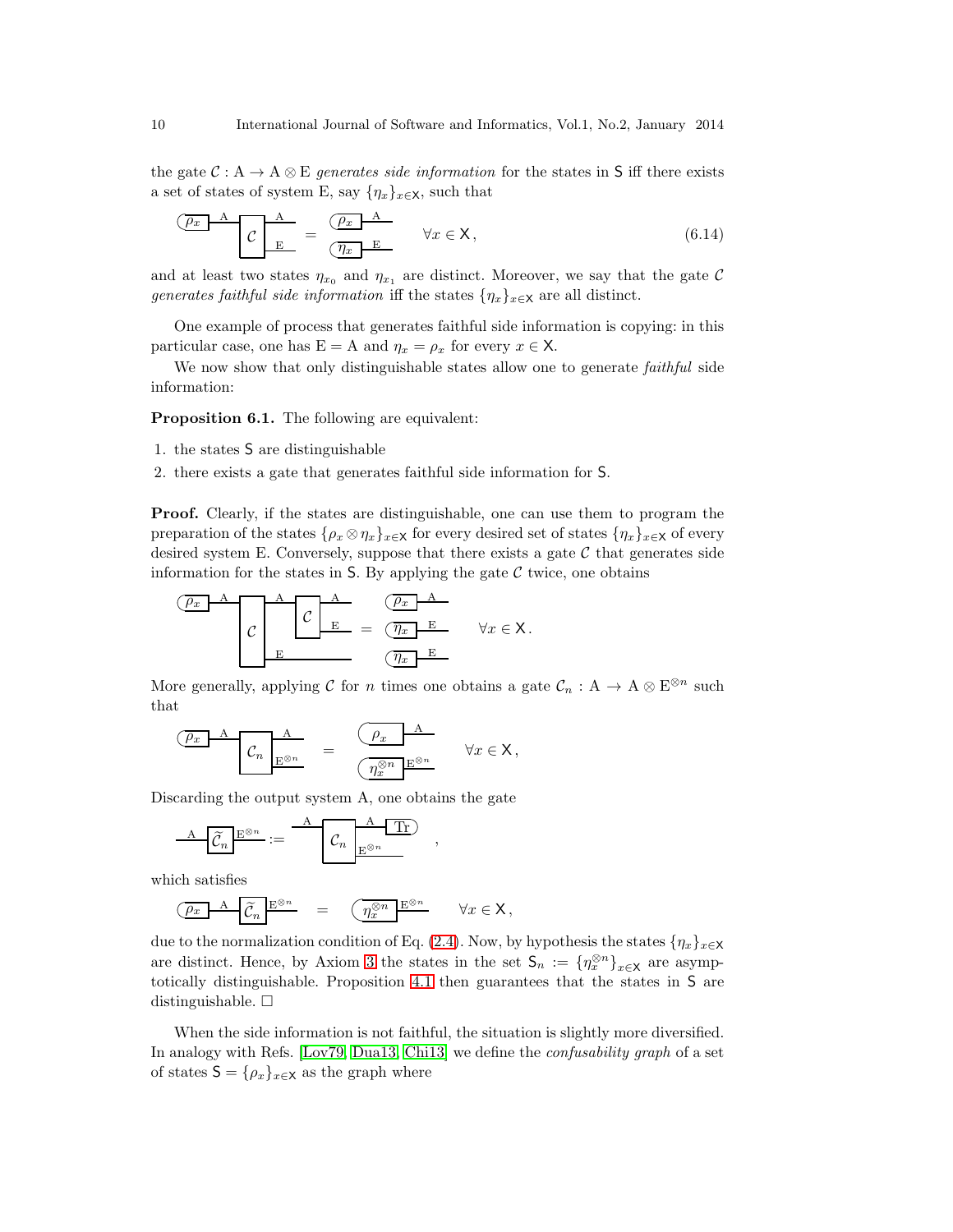the gate $\mathcal{C} : \mathrm{A} \to \mathrm{A} \otimes \mathrm{E}$ *generates side information* for the states in $\mathsf{S}$ iff there exists a set of states of system E, say $\{\eta_x\}_{x\in\mathsf{X}}$, such that

$$\text{(}\rho_x \text{—A—} \boxed{\mathcal{C}} \text{—A, —E} \;=\; \text{(}\rho_x \text{—A} \;\; \text{(}\eta_x \text{—E} \qquad \forall x \in \mathsf{X}\,, \tag{6.14}$$

and at least two states $\eta_{x_0}$ and $\eta_{x_1}$ are distinct. Moreover, we say that the gate $\mathcal{C}$ *generates faithful side information* iff the states $\{\eta_x\}_{x\in\mathsf{X}}$ are all distinct.

One example of process that generates faithful side information is copying: in this particular case, one has $\mathrm{E} = \mathrm{A}$ and $\eta_x = \rho_x$ for every $x \in \mathsf{X}$.

We now show that only distinguishable states allow one to generate *faithful* side information:

**Proposition 6.1.** The following are equivalent:

1. the states $\mathsf{S}$ are distinguishable
2. there exists a gate that generates faithful side information for $\mathsf{S}$.

**Proof.** Clearly, if the states are distinguishable, one can use them to program the preparation of the states $\{\rho_x \otimes \eta_x\}_{x\in\mathsf{X}}$ for every desired set of states $\{\eta_x\}_{x\in\mathsf{X}}$ of every desired system E. Conversely, suppose that there exists a gate $\mathcal{C}$ that generates side information for the states in $\mathsf{S}$. By applying the gate $\mathcal{C}$ twice, one obtains

$$\text{(}\rho_x \text{—A—} \boxed{\mathcal{C}} \text{—A—} \boxed{\mathcal{C}} \text{—A, —E; —E} \;=\; \text{(}\rho_x \text{—A} \;\; \text{(}\eta_x \text{—E} \;\; \text{(}\eta_x \text{—E} \qquad \forall x \in \mathsf{X}\,.$$

More generally, applying $\mathcal{C}$ for $n$ times one obtains a gate $\mathcal{C}_n : \mathrm{A} \to \mathrm{A} \otimes \mathrm{E}^{\otimes n}$ such that

$$\text{(}\rho_x \text{—A—} \boxed{\mathcal{C}_n} \text{—A, —}\mathrm{E}^{\otimes n} \;=\; \text{(}\rho_x \text{—A} \;\; \text{(}\eta_x^{\otimes n} \text{—}\mathrm{E}^{\otimes n} \qquad \forall x \in \mathsf{X}\,,$$

Discarding the output system A, one obtains the gate

$$\text{—A—} \boxed{\widetilde{\mathcal{C}}_n} \text{—}\mathrm{E}^{\otimes n} := \text{—A—} \boxed{\mathcal{C}_n} \text{—A—}\mathrm{Tr}\text{), —}\mathrm{E}^{\otimes n}\,,$$

which satisfies

$$\text{(}\rho_x \text{—A—} \boxed{\widetilde{\mathcal{C}}_n} \text{—}\mathrm{E}^{\otimes n} \;=\; \text{(}\eta_x^{\otimes n} \text{—}\mathrm{E}^{\otimes n} \qquad \forall x \in \mathsf{X}\,,$$

due to the normalization condition of Eq. (2.4). Now, by hypothesis the states $\{\eta_x\}_{x\in\mathsf{X}}$ are distinct. Hence, by Axiom 3 the states in the set $\mathsf{S}_n := \{\eta_x^{\otimes n}\}_{x\in\mathsf{X}}$ are asymptotically distinguishable. Proposition 4.1 then guarantees that the states in $\mathsf{S}$ are distinguishable. $\square$

When the side information is not faithful, the situation is slightly more diversified. In analogy with Refs. [Lov79, Dua13, Chi13] we define the *confusability graph* of a set of states $\mathsf{S} = \{\rho_x\}_{x\in\mathsf{X}}$ as the graph where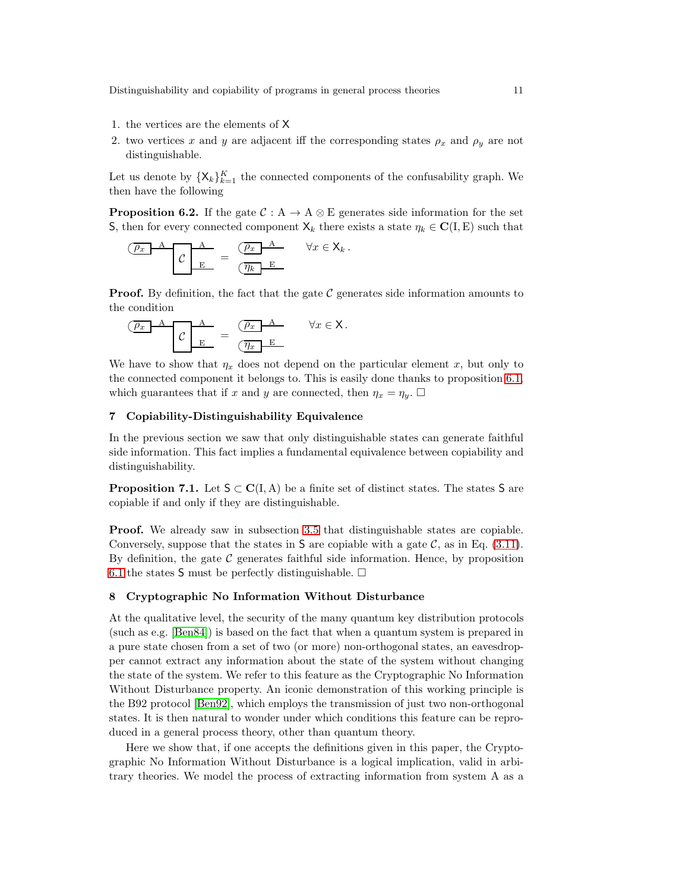1. the vertices are the elements of $\mathsf{X}$
2. two vertices $x$ and $y$ are adjacent iff the corresponding states $\rho_x$ and $\rho_y$ are not distinguishable.

Let us denote by $\{\mathsf{X}_k\}_{k=1}^K$ the connected components of the confusability graph. We then have the following

**Proposition 6.2.** If the gate $\mathcal{C} : \mathrm{A} \to \mathrm{A} \otimes \mathrm{E}$ generates side information for the set $\mathsf{S}$, then for every connected component $\mathsf{X}_k$ there exists a state $\eta_k \in \mathbf{C}(\mathrm{I}, \mathrm{E})$ such that

$$\mathcal{C} \circ \rho_x = \rho_x \otimes \eta_k \qquad \forall x \in \mathsf{X}_k\,.$$

**Proof.** By definition, the fact that the gate $\mathcal{C}$ generates side information amounts to the condition

$$\mathcal{C} \circ \rho_x = \rho_x \otimes \eta_x \qquad \forall x \in \mathsf{X}\,.$$

We have to show that $\eta_x$ does not depend on the particular element $x$, but only to the connected component it belongs to. This is easily done thanks to proposition 6.1, which guarantees that if $x$ and $y$ are connected, then $\eta_x = \eta_y$. $\square$

## 7 Copiability-Distinguishability Equivalence

In the previous section we saw that only distinguishable states can generate faithful side information. This fact implies a fundamental equivalence between copiability and distinguishability.

**Proposition 7.1.** Let $\mathsf{S} \subset \mathbf{C}(\mathrm{I}, \mathrm{A})$ be a finite set of distinct states. The states $\mathsf{S}$ are copiable if and only if they are distinguishable.

**Proof.** We already saw in subsection 3.5 that distinguishable states are copiable. Conversely, suppose that the states in $\mathsf{S}$ are copiable with a gate $\mathcal{C}$, as in Eq. (3.11). By definition, the gate $\mathcal{C}$ generates faithful side information. Hence, by proposition 6.1 the states $\mathsf{S}$ must be perfectly distinguishable. $\square$

## 8 Cryptographic No Information Without Disturbance

At the qualitative level, the security of the many quantum key distribution protocols (such as e.g. [Ben84]) is based on the fact that when a quantum system is prepared in a pure state chosen from a set of two (or more) non-orthogonal states, an eavesdropper cannot extract any information about the state of the system without changing the state of the system. We refer to this feature as the Cryptographic No Information Without Disturbance property. An iconic demonstration of this working principle is the B92 protocol [Ben92], which employs the transmission of just two non-orthogonal states. It is then natural to wonder under which conditions this feature can be reproduced in a general process theory, other than quantum theory.

Here we show that, if one accepts the definitions given in this paper, the Cryptographic No Information Without Disturbance is a logical implication, valid in arbitrary theories. We model the process of extracting information from system A as a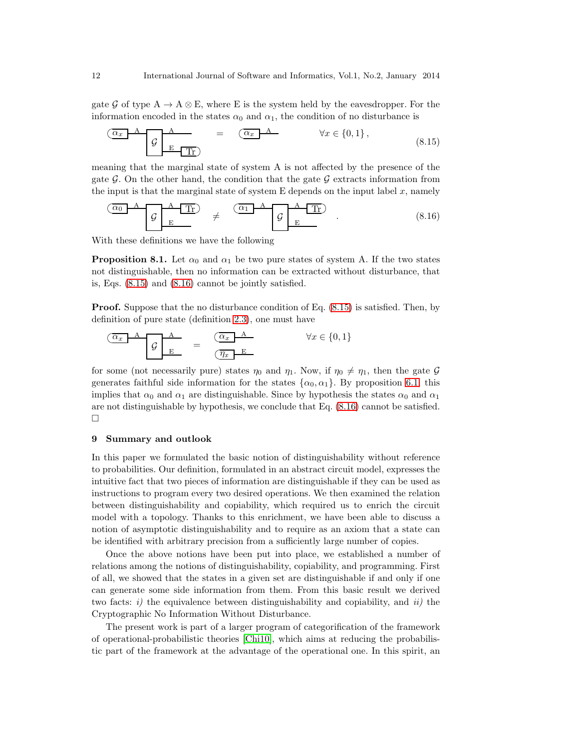gate $\mathcal{G}$ of type $\mathrm{A} \to \mathrm{A} \otimes \mathrm{E}$, where E is the system held by the eavesdropper. For the information encoded in the states $\alpha_0$ and $\alpha_1$, the condition of no disturbance is

$$\left(\alpha_x\right|\!\!-^{\mathrm{A}}\!\!\boxed{\mathcal{G}}\begin{matrix}-^{\mathrm{A}}\!\!- \\ -^{\mathrm{E}}\!\!\boxed{\mathrm{Tr}}\end{matrix} \quad = \quad \left(\alpha_x\right|\!\!-^{\mathrm{A}}\!\!- \qquad \forall x \in \{0,1\}\,, \tag{8.15}$$

meaning that the marginal state of system A is not affected by the presence of the gate $\mathcal{G}$. On the other hand, the condition that the gate $\mathcal{G}$ extracts information from the input is that the marginal state of system E depends on the input label $x$, namely

$$\left(\alpha_0\right|\!\!-^{\mathrm{A}}\!\!\boxed{\mathcal{G}}\begin{matrix}-^{\mathrm{A}}\!\!\boxed{\mathrm{Tr}} \\ -^{\mathrm{E}}\!\!-\end{matrix} \quad \neq \quad \left(\alpha_1\right|\!\!-^{\mathrm{A}}\!\!\boxed{\mathcal{G}}\begin{matrix}-^{\mathrm{A}}\!\!\boxed{\mathrm{Tr}} \\ -^{\mathrm{E}}\!\!-\end{matrix} \quad . \tag{8.16}$$

With these definitions we have the following

**Proposition 8.1.** Let $\alpha_0$ and $\alpha_1$ be two pure states of system A. If the two states not distinguishable, then no information can be extracted without disturbance, that is, Eqs. (8.15) and (8.16) cannot be jointly satisfied.

**Proof.** Suppose that the no disturbance condition of Eq. (8.15) is satisfied. Then, by definition of pure state (definition 2.3), one must have

$$\left(\alpha_x\right|\!\!-^{\mathrm{A}}\!\!\boxed{\mathcal{G}}\begin{matrix}-^{\mathrm{A}}\!\!- \\ -^{\mathrm{E}}\!\!-\end{matrix} \quad = \quad \begin{matrix}\left(\alpha_x\right|\!\!-^{\mathrm{A}}\!\!- \\ \left(\eta_x\right|\!\!-^{\mathrm{E}}\!\!-\end{matrix} \qquad \forall x \in \{0,1\}$$

for some (not necessarily pure) states $\eta_0$ and $\eta_1$. Now, if $\eta_0 \neq \eta_1$, then the gate $\mathcal{G}$ generates faithful side information for the states $\{\alpha_0, \alpha_1\}$. By proposition 6.1, this implies that $\alpha_0$ and $\alpha_1$ are distinguishable. Since by hypothesis the states $\alpha_0$ and $\alpha_1$ are not distinguishable by hypothesis, we conclude that Eq. (8.16) cannot be satisfied. $\square$

## 9 Summary and outlook

In this paper we formulated the basic notion of distinguishability without reference to probabilities. Our definition, formulated in an abstract circuit model, expresses the intuitive fact that two pieces of information are distinguishable if they can be used as instructions to program every two desired operations. We then examined the relation between distinguishability and copiability, which required us to enrich the circuit model with a topology. Thanks to this enrichment, we have been able to discuss a notion of asymptotic distinguishability and to require as an axiom that a state can be identified with arbitrary precision from a sufficiently large number of copies.

Once the above notions have been put into place, we established a number of relations among the notions of distinguishability, copiability, and programming. First of all, we showed that the states in a given set are distinguishable if and only if one can generate some side information from them. From this basic result we derived two facts: *i)* the equivalence between distinguishability and copiability, and *ii)* the Cryptographic No Information Without Disturbance.

The present work is part of a larger program of categorification of the framework of operational-probabilistic theories [Chi10], which aims at reducing the probabilistic part of the framework at the advantage of the operational one. In this spirit, an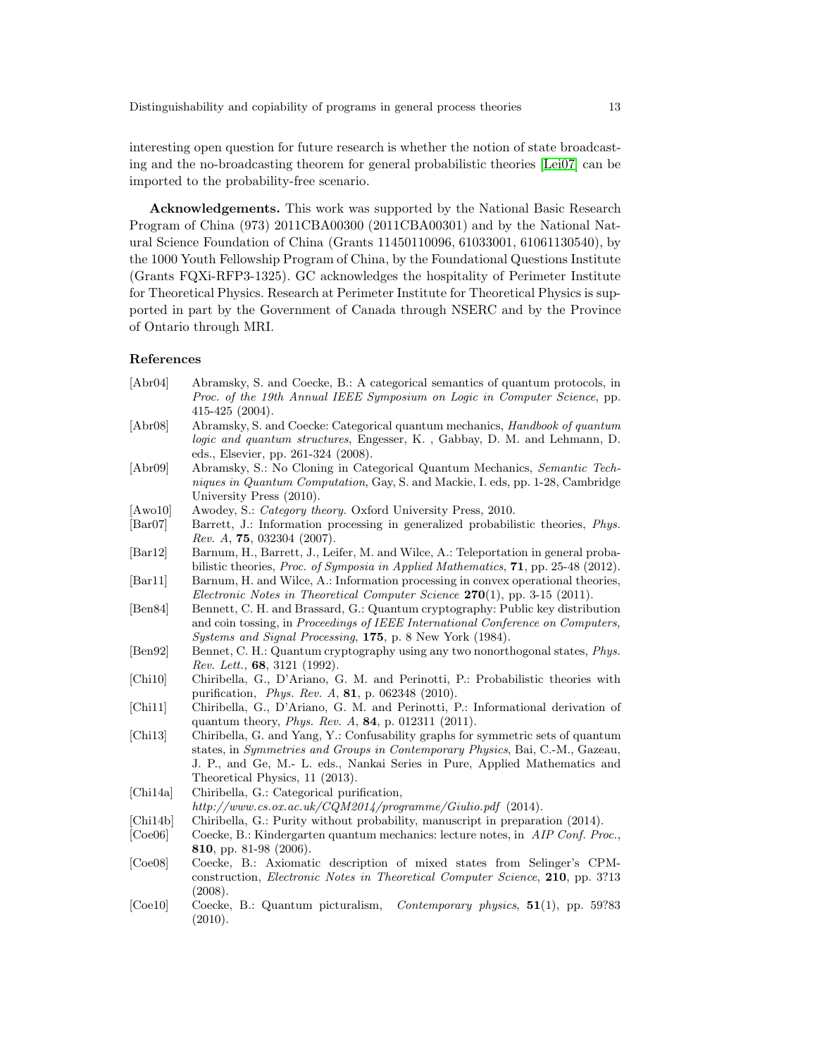interesting open question for future research is whether the notion of state broadcasting and the no-broadcasting theorem for general probabilistic theories [Lei07] can be imported to the probability-free scenario.

**Acknowledgements.** This work was supported by the National Basic Research Program of China (973) 2011CBA00300 (2011CBA00301) and by the National Natural Science Foundation of China (Grants 11450110096, 61033001, 61061130540), by the 1000 Youth Fellowship Program of China, by the Foundational Questions Institute (Grants FQXi-RFP3-1325). GC acknowledges the hospitality of Perimeter Institute for Theoretical Physics. Research at Perimeter Institute for Theoretical Physics is supported in part by the Government of Canada through NSERC and by the Province of Ontario through MRI.

## References

- [Abr04] Abramsky, S. and Coecke, B.: A categorical semantics of quantum protocols, in *Proc. of the 19th Annual IEEE Symposium on Logic in Computer Science*, pp. 415-425 (2004).
- [Abr08] Abramsky, S. and Coecke: Categorical quantum mechanics, *Handbook of quantum logic and quantum structures*, Engesser, K. , Gabbay, D. M. and Lehmann, D. eds., Elsevier, pp. 261-324 (2008).
- [Abr09] Abramsky, S.: No Cloning in Categorical Quantum Mechanics, *Semantic Techniques in Quantum Computation*, Gay, S. and Mackie, I. eds, pp. 1-28, Cambridge University Press (2010).
- [Awo10] Awodey, S.: *Category theory.* Oxford University Press, 2010.
- [Bar07] Barrett, J.: Information processing in generalized probabilistic theories, *Phys. Rev. A*, **75**, 032304 (2007).
- [Bar12] Barnum, H., Barrett, J., Leifer, M. and Wilce, A.: Teleportation in general probabilistic theories, *Proc. of Symposia in Applied Mathematics*, **71**, pp. 25-48 (2012).
- [Bar11] Barnum, H. and Wilce, A.: Information processing in convex operational theories, *Electronic Notes in Theoretical Computer Science* **270**(1), pp. 3-15 (2011).
- [Ben84] Bennett, C. H. and Brassard, G.: Quantum cryptography: Public key distribution and coin tossing, in *Proceedings of IEEE International Conference on Computers, Systems and Signal Processing*, **175**, p. 8 New York (1984).
- [Ben92] Bennet, C. H.: Quantum cryptography using any two nonorthogonal states, *Phys. Rev. Lett.*, **68**, 3121 (1992).
- [Chi10] Chiribella, G., D'Ariano, G. M. and Perinotti, P.: Probabilistic theories with purification, *Phys. Rev. A*, **81**, p. 062348 (2010).
- [Chi11] Chiribella, G., D'Ariano, G. M. and Perinotti, P.: Informational derivation of quantum theory, *Phys. Rev. A*, **84**, p. 012311 (2011).
- [Chi13] Chiribella, G. and Yang, Y.: Confusability graphs for symmetric sets of quantum states, in *Symmetries and Groups in Contemporary Physics*, Bai, C.-M., Gazeau, J. P., and Ge, M.- L. eds., Nankai Series in Pure, Applied Mathematics and Theoretical Physics, 11 (2013).
- [Chi14a] Chiribella, G.: Categorical purification, *http://www.cs.ox.ac.uk/CQM2014/programme/Giulio.pdf* (2014).
- [Chi14b] Chiribella, G.: Purity without probability, manuscript in preparation (2014).
- [Coe06] Coecke, B.: Kindergarten quantum mechanics: lecture notes, in *AIP Conf. Proc.*, **810**, pp. 81-98 (2006).
- [Coe08] Coecke, B.: Axiomatic description of mixed states from Selinger's CPM-construction, *Electronic Notes in Theoretical Computer Science*, **210**, pp. 3?13 (2008).
- [Coe10] Coecke, B.: Quantum picturalism, *Contemporary physics*, **51**(1), pp. 59?83 (2010).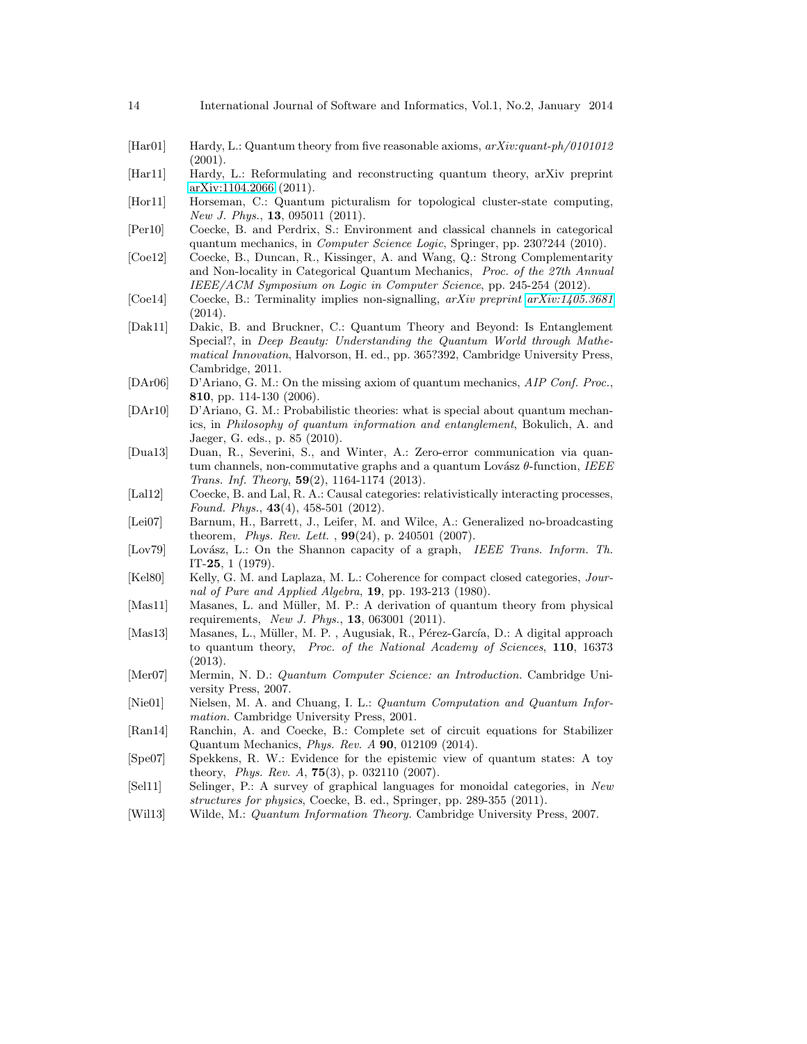[Har01] Hardy, L.: Quantum theory from five reasonable axioms, *arXiv:quant-ph/0101012* (2001).

[Har11] Hardy, L.: Reformulating and reconstructing quantum theory, arXiv preprint arXiv:1104.2066 (2011).

[Hor11] Horseman, C.: Quantum picturalism for topological cluster-state computing, *New J. Phys.*, **13**, 095011 (2011).

[Per10] Coecke, B. and Perdrix, S.: Environment and classical channels in categorical quantum mechanics, in *Computer Science Logic*, Springer, pp. 230?244 (2010).

[Coe12] Coecke, B., Duncan, R., Kissinger, A. and Wang, Q.: Strong Complementarity and Non-locality in Categorical Quantum Mechanics, *Proc. of the 27th Annual IEEE/ACM Symposium on Logic in Computer Science*, pp. 245-254 (2012).

[Coe14] Coecke, B.: Terminality implies non-signalling, *arXiv preprint arXiv:1405.3681* (2014).

[Dak11] Dakic, B. and Bruckner, C.: Quantum Theory and Beyond: Is Entanglement Special?, in *Deep Beauty: Understanding the Quantum World through Mathematical Innovation*, Halvorson, H. ed., pp. 365?392, Cambridge University Press, Cambridge, 2011.

[DAr06] D'Ariano, G. M.: On the missing axiom of quantum mechanics, *AIP Conf. Proc.*, **810**, pp. 114-130 (2006).

[DAr10] D'Ariano, G. M.: Probabilistic theories: what is special about quantum mechanics, in *Philosophy of quantum information and entanglement*, Bokulich, A. and Jaeger, G. eds., p. 85 (2010).

[Dua13] Duan, R., Severini, S., and Winter, A.: Zero-error communication via quantum channels, non-commutative graphs and a quantum Lovász $\theta$-function, *IEEE Trans. Inf. Theory*, **59**(2), 1164-1174 (2013).

[Lal12] Coecke, B. and Lal, R. A.: Causal categories: relativistically interacting processes, *Found. Phys.*, **43**(4), 458-501 (2012).

[Lei07] Barnum, H., Barrett, J., Leifer, M. and Wilce, A.: Generalized no-broadcasting theorem, *Phys. Rev. Lett.* , **99**(24), p. 240501 (2007).

[Lov79] Lovász, L.: On the Shannon capacity of a graph, *IEEE Trans. Inform. Th.* IT-**25**, 1 (1979).

[Kel80] Kelly, G. M. and Laplaza, M. L.: Coherence for compact closed categories, *Journal of Pure and Applied Algebra*, **19**, pp. 193-213 (1980).

[Mas11] Masanes, L. and Müller, M. P.: A derivation of quantum theory from physical requirements, *New J. Phys.*, **13**, 063001 (2011).

[Mas13] Masanes, L., Müller, M. P. , Augusiak, R., Pérez-García, D.: A digital approach to quantum theory, *Proc. of the National Academy of Sciences*, **110**, 16373 (2013).

[Mer07] Mermin, N. D.: *Quantum Computer Science: an Introduction.* Cambridge University Press, 2007.

[Nie01] Nielsen, M. A. and Chuang, I. L.: *Quantum Computation and Quantum Information.* Cambridge University Press, 2001.

[Ran14] Ranchin, A. and Coecke, B.: Complete set of circuit equations for Stabilizer Quantum Mechanics, *Phys. Rev. A* **90**, 012109 (2014).

[Spe07] Spekkens, R. W.: Evidence for the epistemic view of quantum states: A toy theory, *Phys. Rev. A*, **75**(3), p. 032110 (2007).

[Sel11] Selinger, P.: A survey of graphical languages for monoidal categories, in *New structures for physics*, Coecke, B. ed., Springer, pp. 289-355 (2011).

[Wil13] Wilde, M.: *Quantum Information Theory.* Cambridge University Press, 2007.